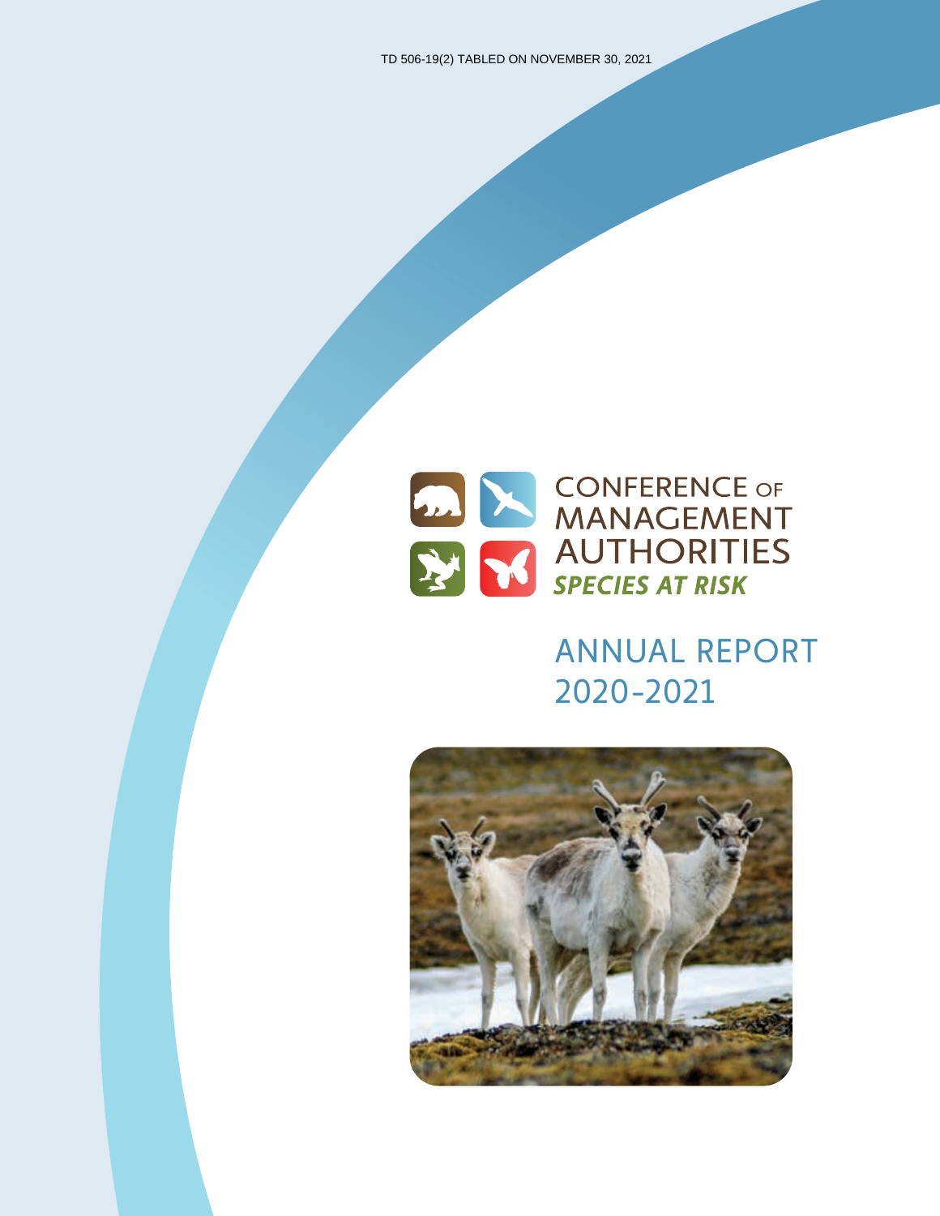TD 506-19(2) TABLED ON NOVEMBER 30, 2021

# CONFERENCE OF MANAGEMENT AUTHORITIES

***SPECIES AT RISK***

## ANNUAL REPORT 2020-2021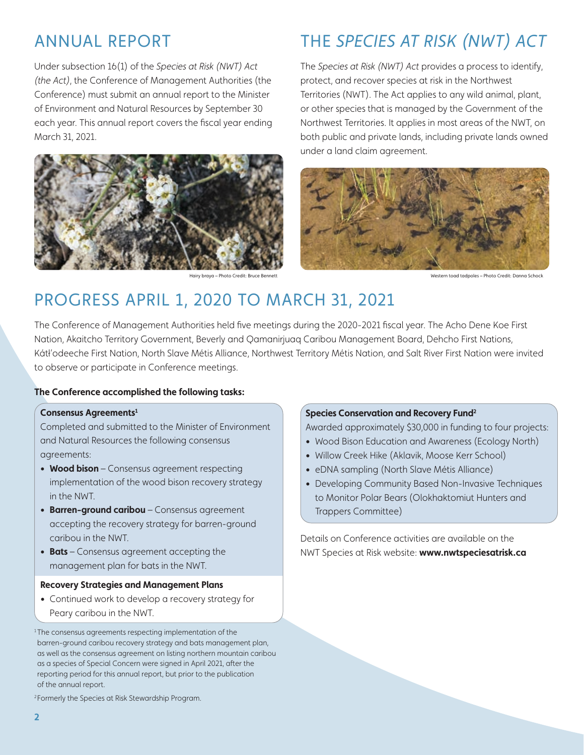## ANNUAL REPORT

Under subsection 16(1) of the *Species at Risk (NWT) Act (the Act)*, the Conference of Management Authorities (the Conference) must submit an annual report to the Minister of Environment and Natural Resources by September 30 each year. This annual report covers the fiscal year ending March 31, 2021.

Hairy braya – Photo Credit: Bruce Bennett

## THE *SPECIES AT RISK (NWT) ACT*

The *Species at Risk (NWT) Act* provides a process to identify, protect, and recover species at risk in the Northwest Territories (NWT). The Act applies to any wild animal, plant, or other species that is managed by the Government of the Northwest Territories. It applies in most areas of the NWT, on both public and private lands, including private lands owned under a land claim agreement.

Western toad tadpoles – Photo Credit: Danna Schock

## PROGRESS APRIL 1, 2020 TO MARCH 31, 2021

The Conference of Management Authorities held five meetings during the 2020-2021 fiscal year. The Acho Dene Koe First Nation, Akaitcho Territory Government, Beverly and Qamanirjuaq Caribou Management Board, Dehcho First Nations, Kátł'odeeche First Nation, North Slave Métis Alliance, Northwest Territory Métis Nation, and Salt River First Nation were invited to observe or participate in Conference meetings.

**The Conference accomplished the following tasks:**

**Consensus Agreements**[1]

Completed and submitted to the Minister of Environment and Natural Resources the following consensus agreements:

- **Wood bison** – Consensus agreement respecting implementation of the wood bison recovery strategy in the NWT.
- **Barren-ground caribou** – Consensus agreement accepting the recovery strategy for barren-ground caribou in the NWT.
- **Bats** – Consensus agreement accepting the management plan for bats in the NWT.

**Recovery Strategies and Management Plans**

- Continued work to develop a recovery strategy for Peary caribou in the NWT.

**Species Conservation and Recovery Fund**[2]

Awarded approximately $30,000 in funding to four projects:

- Wood Bison Education and Awareness (Ecology North)
- Willow Creek Hike (Aklavik, Moose Kerr School)
- eDNA sampling (North Slave Métis Alliance)
- Developing Community Based Non-Invasive Techniques to Monitor Polar Bears (Olokhaktomiut Hunters and Trappers Committee)

Details on Conference activities are available on the NWT Species at Risk website: **www.nwtspeciesatrisk.ca**

[1] The consensus agreements respecting implementation of the barren-ground caribou recovery strategy and bats management plan, as well as the consensus agreement on listing northern mountain caribou as a species of Special Concern were signed in April 2021, after the reporting period for this annual report, but prior to the publication of the annual report.

[2] Formerly the Species at Risk Stewardship Program.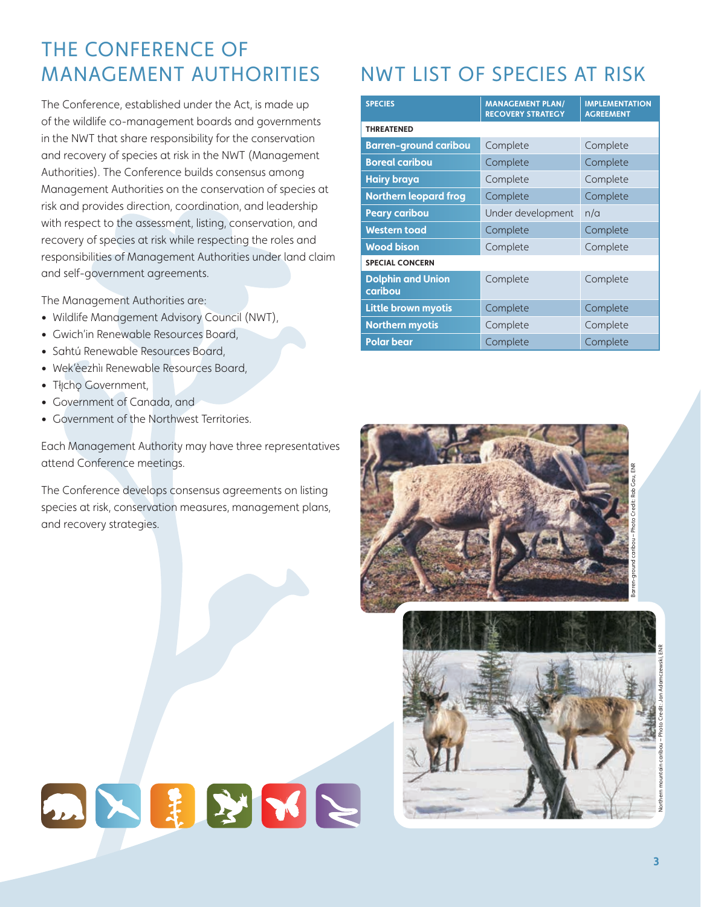# THE CONFERENCE OF MANAGEMENT AUTHORITIES

The Conference, established under the Act, is made up of the wildlife co-management boards and governments in the NWT that share responsibility for the conservation and recovery of species at risk in the NWT (Management Authorities). The Conference builds consensus among Management Authorities on the conservation of species at risk and provides direction, coordination, and leadership with respect to the assessment, listing, conservation, and recovery of species at risk while respecting the roles and responsibilities of Management Authorities under land claim and self-government agreements.

The Management Authorities are:

- Wildlife Management Advisory Council (NWT),
- Gwich'in Renewable Resources Board,
- Sahtú Renewable Resources Board,
- Wek'èezhìı Renewable Resources Board,
- Tłı̨chǫ Government,
- Government of Canada, and
- Government of the Northwest Territories.

Each Management Authority may have three representatives attend Conference meetings.

The Conference develops consensus agreements on listing species at risk, conservation measures, management plans, and recovery strategies.

# NWT LIST OF SPECIES AT RISK

| SPECIES | MANAGEMENT PLAN/ RECOVERY STRATEGY | IMPLEMENTATION AGREEMENT |
|---|---|---|
| **THREATENED** | | |
| **Barren-ground caribou** | Complete | Complete |
| **Boreal caribou** | Complete | Complete |
| **Hairy braya** | Complete | Complete |
| **Northern leopard frog** | Complete | Complete |
| **Peary caribou** | Under development | n/a |
| **Western toad** | Complete | Complete |
| **Wood bison** | Complete | Complete |
| **SPECIAL CONCERN** | | |
| **Dolphin and Union caribou** | Complete | Complete |
| **Little brown myotis** | Complete | Complete |
| **Northern myotis** | Complete | Complete |
| **Polar bear** | Complete | Complete |

Barren-ground caribou – Photo Credit: Rob Gau, ENR

Northern mountain caribou – Photo Credit: Jan Adamczewski, ENR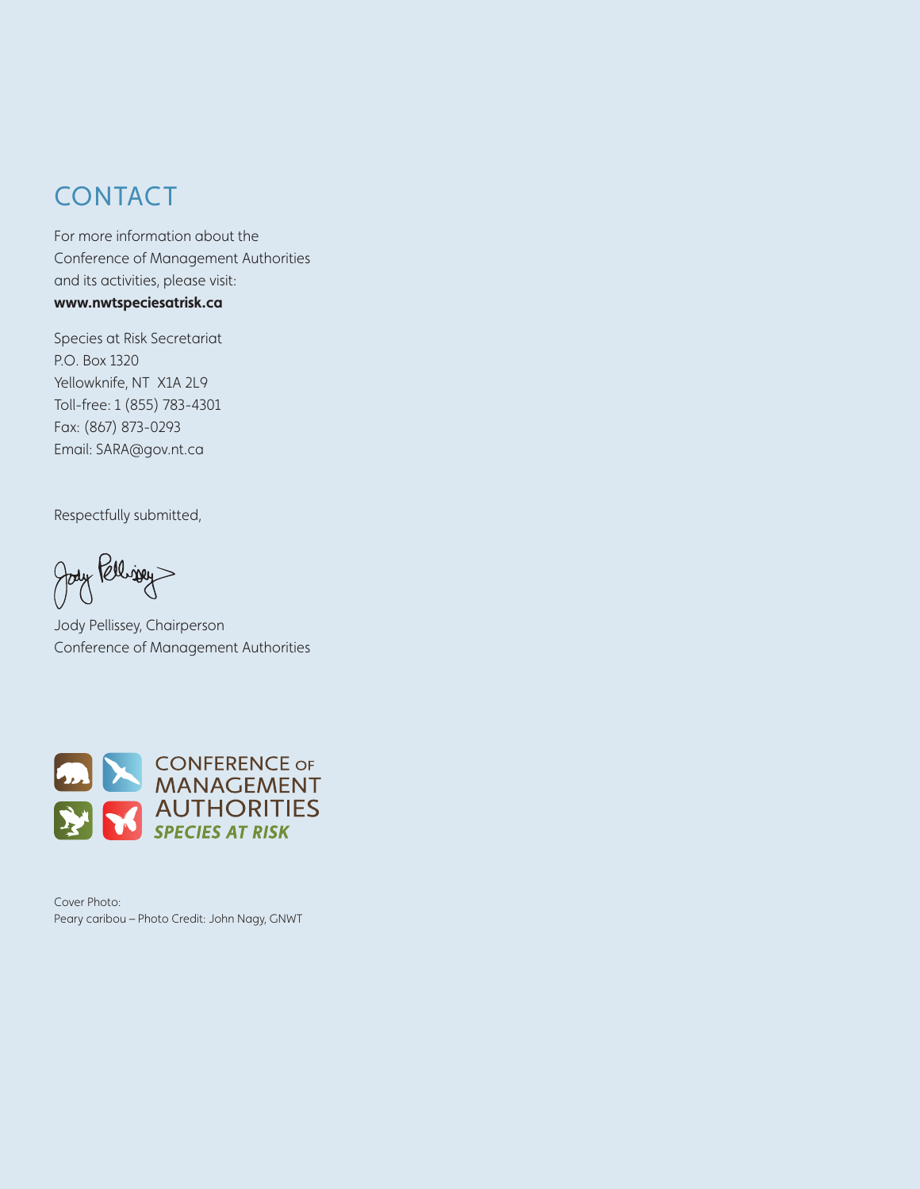## CONTACT

For more information about the Conference of Management Authorities and its activities, please visit:
**www.nwtspeciesatrisk.ca**

Species at Risk Secretariat
P.O. Box 1320
Yellowknife, NT X1A 2L9
Toll-free: 1 (855) 783-4301
Fax: (867) 873-0293
Email: SARA@gov.nt.ca

Respectfully submitted,

Jody Pellissey, Chairperson
Conference of Management Authorities

CONFERENCE OF MANAGEMENT AUTHORITIES
*SPECIES AT RISK*

Cover Photo:
Peary caribou – Photo Credit: John Nagy, GNWT